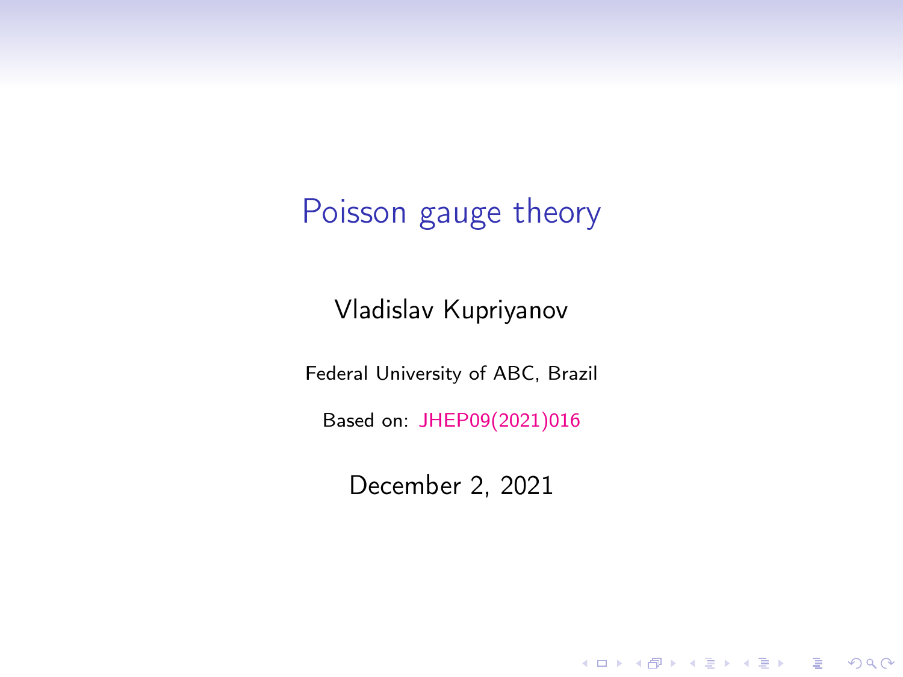# Poisson gauge theory

Vladislav Kupriyanov

Federal University of ABC, Brazil

Based on: JHEP09(2021)016

December 2, 2021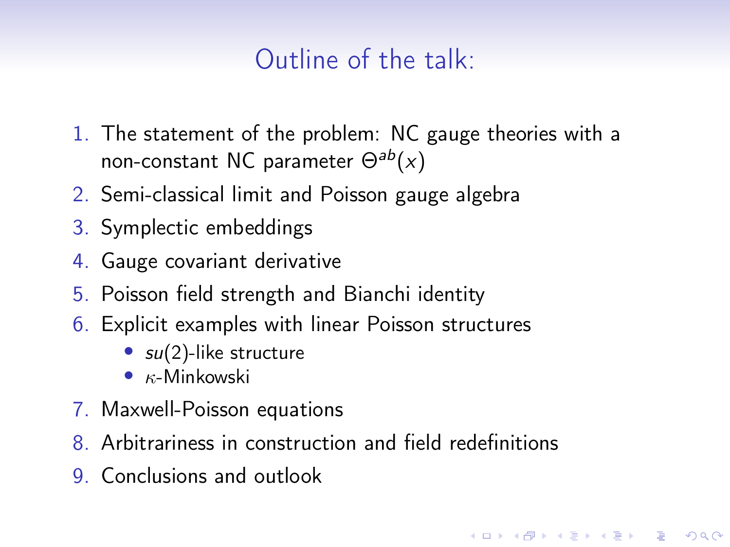# Outline of the talk:

1. The statement of the problem: NC gauge theories with a non-constant NC parameter $\Theta^{ab}(x)$
2. Semi-classical limit and Poisson gauge algebra
3. Symplectic embeddings
4. Gauge covariant derivative
5. Poisson field strength and Bianchi identity
6. Explicit examples with linear Poisson structures
   - $su(2)$-like structure
   - $\kappa$-Minkowski
7. Maxwell-Poisson equations
8. Arbitrariness in construction and field redefinitions
9. Conclusions and outlook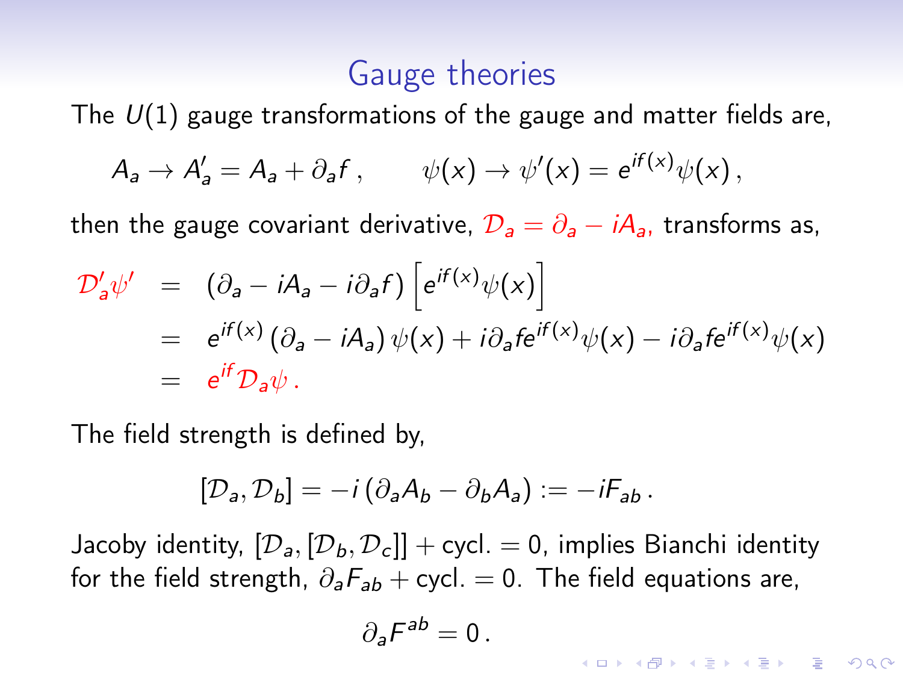## Gauge theories

The $U(1)$ gauge transformations of the gauge and matter fields are,

$$A_a \to A'_a = A_a + \partial_a f \,, \qquad \psi(x) \to \psi'(x) = e^{if(x)}\psi(x)\,,$$

then the gauge covariant derivative, $\mathcal{D}_a = \partial_a - iA_a$, transforms as,

$$\begin{aligned}
\mathcal{D}'_a\psi' &= (\partial_a - iA_a - i\partial_a f)\left[e^{if(x)}\psi(x)\right] \\
&= e^{if(x)}\left(\partial_a - iA_a\right)\psi(x) + i\partial_a f e^{if(x)}\psi(x) - i\partial_a f e^{if(x)}\psi(x) \\
&= e^{if}\mathcal{D}_a\psi\,.
\end{aligned}$$

The field strength is defined by,

$$[\mathcal{D}_a, \mathcal{D}_b] = -i\left(\partial_a A_b - \partial_b A_a\right) := -iF_{ab}\,.$$

Jacoby identity, $[\mathcal{D}_a, [\mathcal{D}_b, \mathcal{D}_c]] + \text{cycl.} = 0$, implies Bianchi identity for the field strength, $\partial_a F_{ab} + \text{cycl.} = 0$. The field equations are,

$$\partial_a F^{ab} = 0\,.$$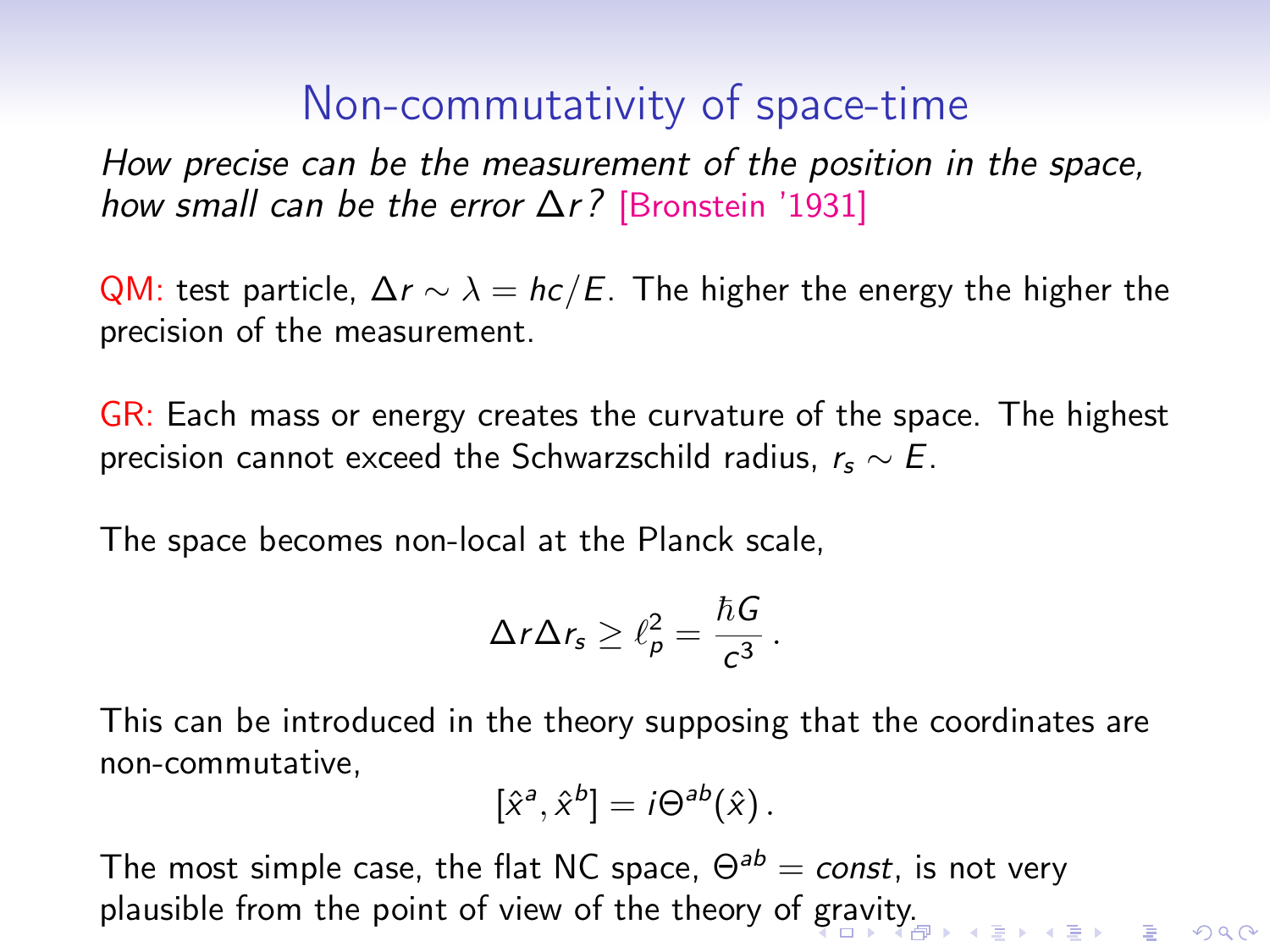# Non-commutativity of space-time

*How precise can be the measurement of the position in the space, how small can be the error $\Delta r$?* [Bronstein '1931]

QM: test particle, $\Delta r \sim \lambda = hc/E$. The higher the energy the higher the precision of the measurement.

GR: Each mass or energy creates the curvature of the space. The highest precision cannot exceed the Schwarzschild radius, $r_s \sim E$.

The space becomes non-local at the Planck scale,

$$\Delta r \Delta r_s \geq \ell_p^2 = \frac{\hbar G}{c^3} \, .$$

This can be introduced in the theory supposing that the coordinates are non-commutative,

$$[\hat{x}^a, \hat{x}^b] = i\Theta^{ab}(\hat{x}) \, .$$

The most simple case, the flat NC space, $\Theta^{ab} = const$, is not very plausible from the point of view of the theory of gravity.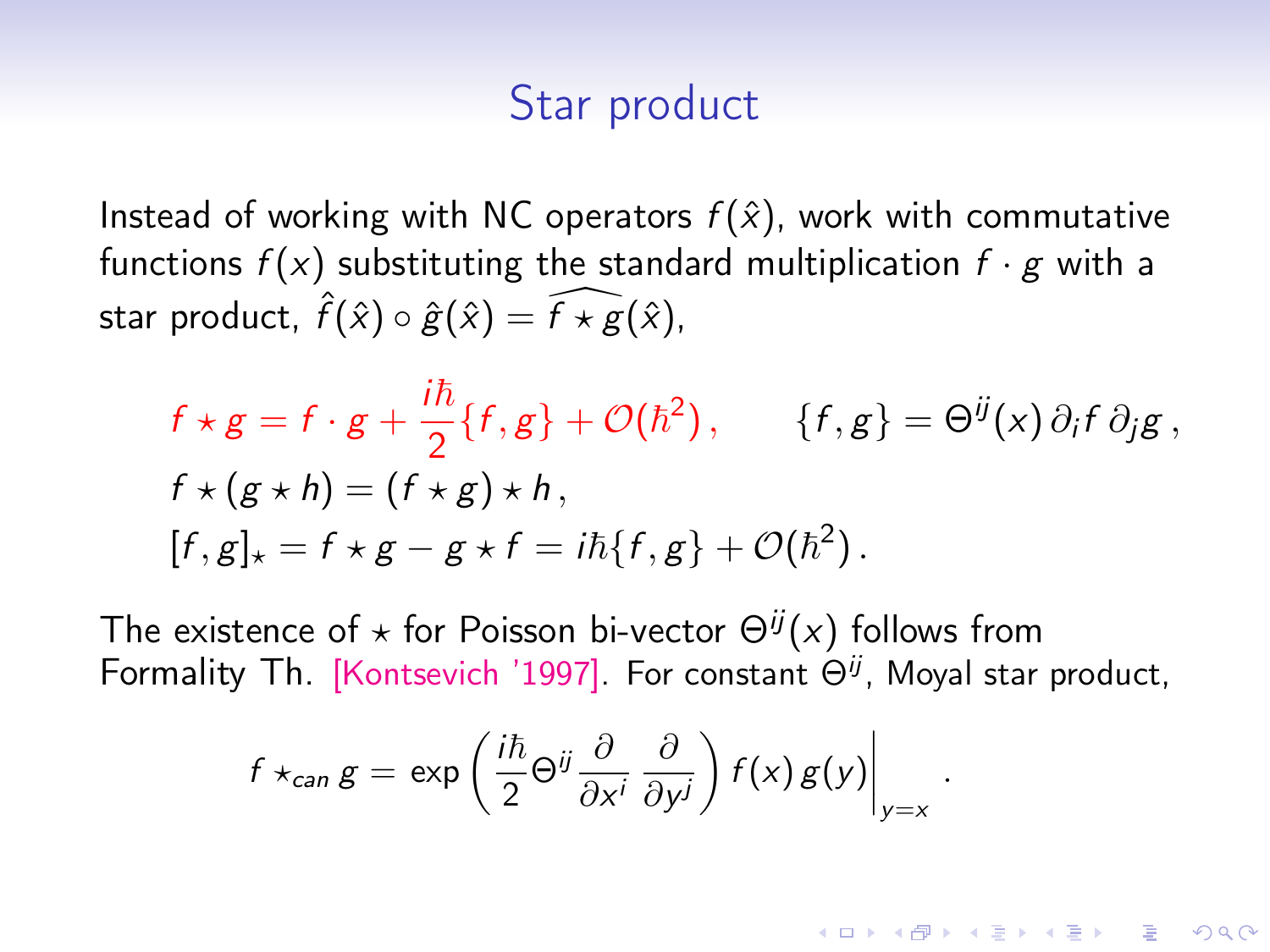# Star product

Instead of working with NC operators $f(\hat{x})$, work with commutative functions $f(x)$ substituting the standard multiplication $f \cdot g$ with a star product, $\hat{f}(\hat{x}) \circ \hat{g}(\hat{x}) = \widehat{f \star g}(\hat{x})$,

$$
\begin{aligned}
& f \star g = f \cdot g + \frac{i\hbar}{2}\{f, g\} + \mathcal{O}(\hbar^2)\,, \qquad \{f, g\} = \Theta^{ij}(x)\,\partial_i f\,\partial_j g\,, \\
& f \star (g \star h) = (f \star g) \star h\,, \\
& [f, g]_\star = f \star g - g \star f = i\hbar\{f, g\} + \mathcal{O}(\hbar^2)\,.
\end{aligned}
$$

The existence of $\star$ for Poisson bi-vector $\Theta^{ij}(x)$ follows from Formality Th. [Kontsevich '1997]. For constant $\Theta^{ij}$, Moyal star product,

$$
f \star_{can} g = \exp\left(\frac{i\hbar}{2}\Theta^{ij}\frac{\partial}{\partial x^i}\,\frac{\partial}{\partial y^j}\right) f(x)\,g(y)\Bigg|_{y=x}\,.
$$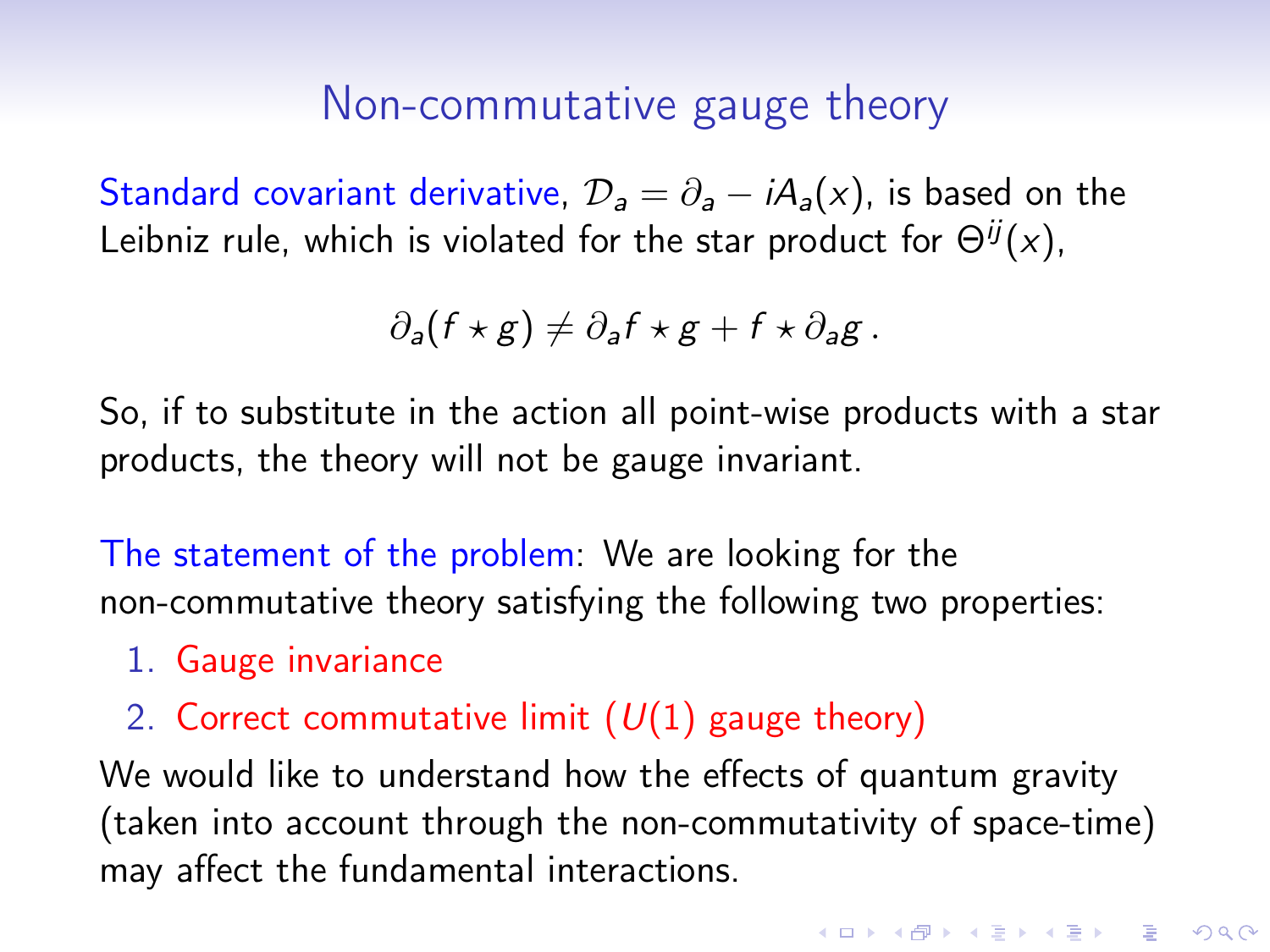# Non-commutative gauge theory

Standard covariant derivative, $\mathcal{D}_a = \partial_a - iA_a(x)$, is based on the Leibniz rule, which is violated for the star product for $\Theta^{ij}(x)$,

$$\partial_a(f \star g) \neq \partial_a f \star g + f \star \partial_a g \,.$$

So, if to substitute in the action all point-wise products with a star products, the theory will not be gauge invariant.

The statement of the problem: We are looking for the non-commutative theory satisfying the following two properties:

1. Gauge invariance
2. Correct commutative limit ($U(1)$ gauge theory)

We would like to understand how the effects of quantum gravity (taken into account through the non-commutativity of space-time) may affect the fundamental interactions.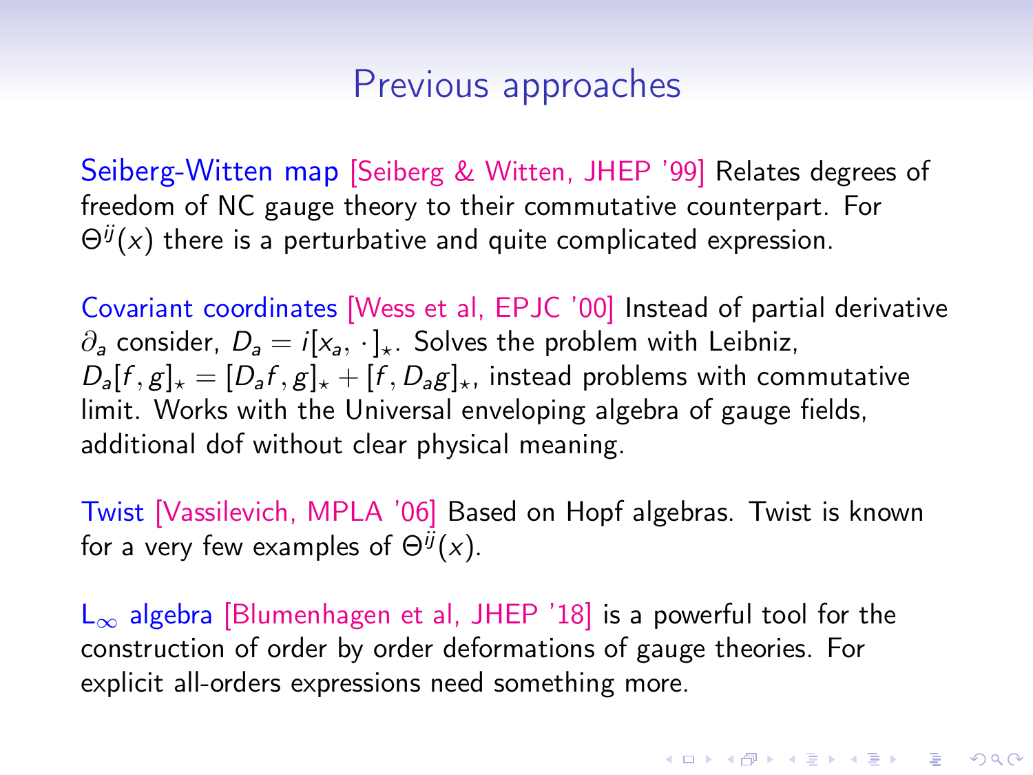# Previous approaches

Seiberg-Witten map [Seiberg & Witten, JHEP '99] Relates degrees of freedom of NC gauge theory to their commutative counterpart. For $\Theta^{ij}(x)$ there is a perturbative and quite complicated expression.

Covariant coordinates [Wess et al, EPJC '00] Instead of partial derivative $\partial_a$ consider, $D_a = i[x_a, \cdot]_\star$. Solves the problem with Leibniz, $D_a[f,g]_\star = [D_a f, g]_\star + [f, D_a g]_\star$, instead problems with commutative limit. Works with the Universal enveloping algebra of gauge fields, additional dof without clear physical meaning.

Twist [Vassilevich, MPLA '06] Based on Hopf algebras. Twist is known for a very few examples of $\Theta^{ij}(x)$.

$L_\infty$ algebra [Blumenhagen et al, JHEP '18] is a powerful tool for the construction of order by order deformations of gauge theories. For explicit all-orders expressions need something more.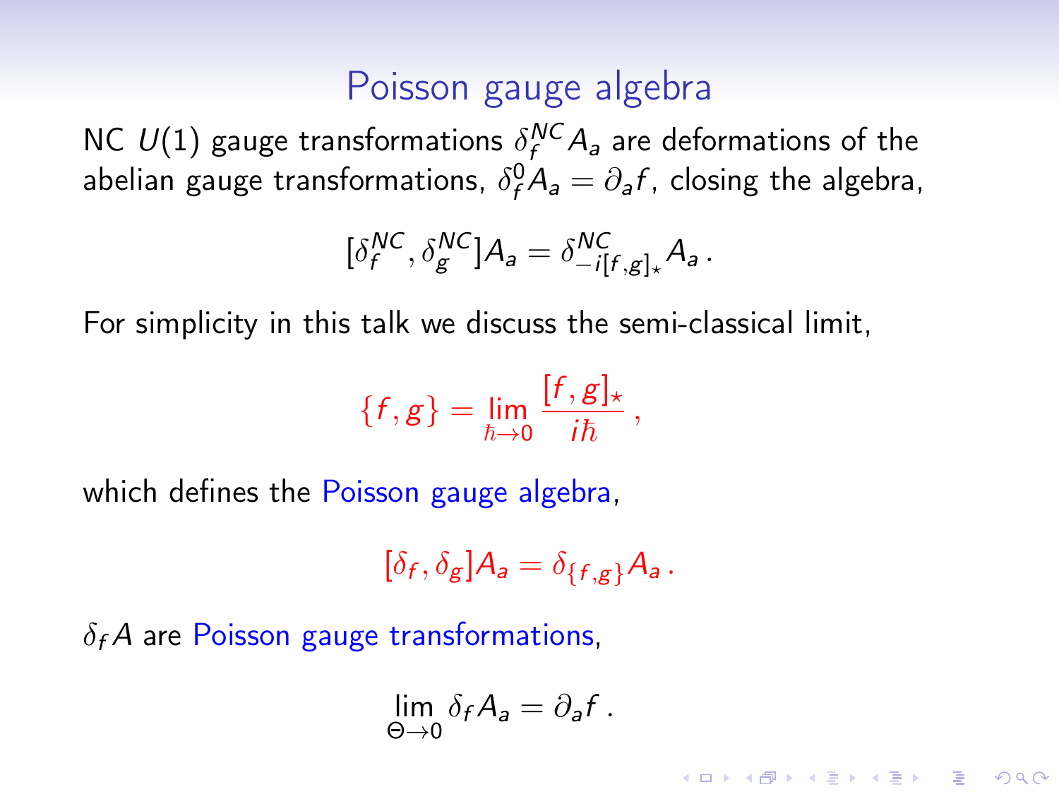# Poisson gauge algebra

NC $U(1)$ gauge transformations $\delta_f^{NC} A_a$ are deformations of the abelian gauge transformations, $\delta_f^0 A_a = \partial_a f$, closing the algebra,

$$[\delta_f^{NC}, \delta_g^{NC}] A_a = \delta_{-i[f,g]_\star}^{NC} A_a \, .$$

For simplicity in this talk we discuss the semi-classical limit,

$$\{f, g\} = \lim_{\hbar \to 0} \frac{[f, g]_\star}{i\hbar} \, ,$$

which defines the Poisson gauge algebra,

$$[\delta_f, \delta_g] A_a = \delta_{\{f,g\}} A_a \, .$$

$\delta_f A$ are Poisson gauge transformations,

$$\lim_{\Theta \to 0} \delta_f A_a = \partial_a f \, .$$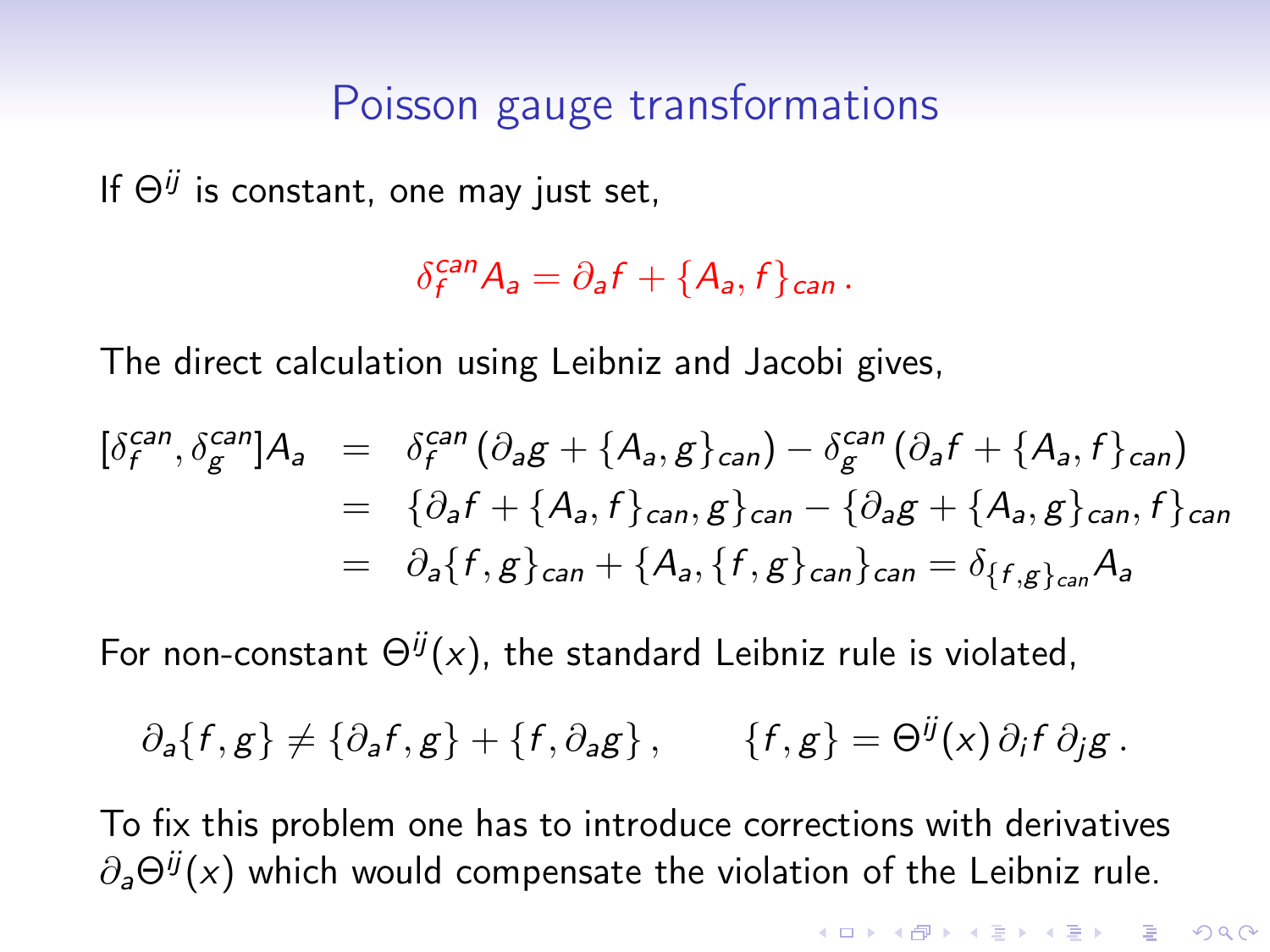## Poisson gauge transformations

If $\Theta^{ij}$ is constant, one may just set,

$$\delta_f^{can} A_a = \partial_a f + \{A_a, f\}_{can} \,.$$

The direct calculation using Leibniz and Jacobi gives,

$$\begin{aligned}
[\delta_f^{can}, \delta_g^{can}] A_a &= \delta_f^{can} \left(\partial_a g + \{A_a, g\}_{can}\right) - \delta_g^{can} \left(\partial_a f + \{A_a, f\}_{can}\right) \\
&= \{\partial_a f + \{A_a, f\}_{can}, g\}_{can} - \{\partial_a g + \{A_a, g\}_{can}, f\}_{can} \\
&= \partial_a \{f, g\}_{can} + \{A_a, \{f, g\}_{can}\}_{can} = \delta_{\{f,g\}_{can}} A_a
\end{aligned}$$

For non-constant $\Theta^{ij}(x)$, the standard Leibniz rule is violated,

$$\partial_a \{f, g\} \neq \{\partial_a f, g\} + \{f, \partial_a g\} \,, \qquad \{f, g\} = \Theta^{ij}(x) \, \partial_i f \, \partial_j g \,.$$

To fix this problem one has to introduce corrections with derivatives $\partial_a \Theta^{ij}(x)$ which would compensate the violation of the Leibniz rule.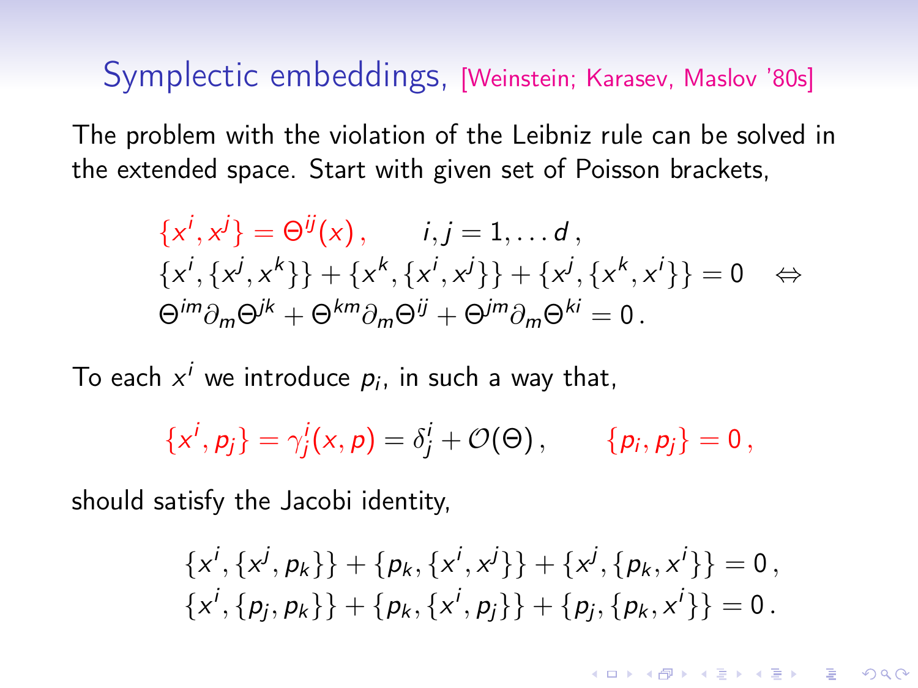## Symplectic embeddings, [Weinstein; Karasev, Maslov '80s]

The problem with the violation of the Leibniz rule can be solved in the extended space. Start with given set of Poisson brackets,

$$
\begin{aligned}
&\{x^i, x^j\} = \Theta^{ij}(x)\,, \qquad i,j = 1,\ldots d\,,\\
&\{x^i,\{x^j,x^k\}\} + \{x^k,\{x^i,x^j\}\} + \{x^j,\{x^k,x^i\}\} = 0 \quad \Leftrightarrow\\
&\Theta^{im}\partial_m\Theta^{jk} + \Theta^{km}\partial_m\Theta^{ij} + \Theta^{jm}\partial_m\Theta^{ki} = 0\,.
\end{aligned}
$$

To each $x^i$ we introduce $p_i$, in such a way that,

$$
\{x^i, p_j\} = \gamma^i_j(x,p) = \delta^i_j + \mathcal{O}(\Theta)\,, \qquad \{p_i, p_j\} = 0\,,
$$

should satisfy the Jacobi identity,

$$
\begin{aligned}
&\{x^i,\{x^j,p_k\}\} + \{p_k,\{x^i,x^j\}\} + \{x^j,\{p_k,x^i\}\} = 0\,,\\
&\{x^i,\{p_j,p_k\}\} + \{p_k,\{x^i,p_j\}\} + \{p_j,\{p_k,x^i\}\} = 0\,.
\end{aligned}
$$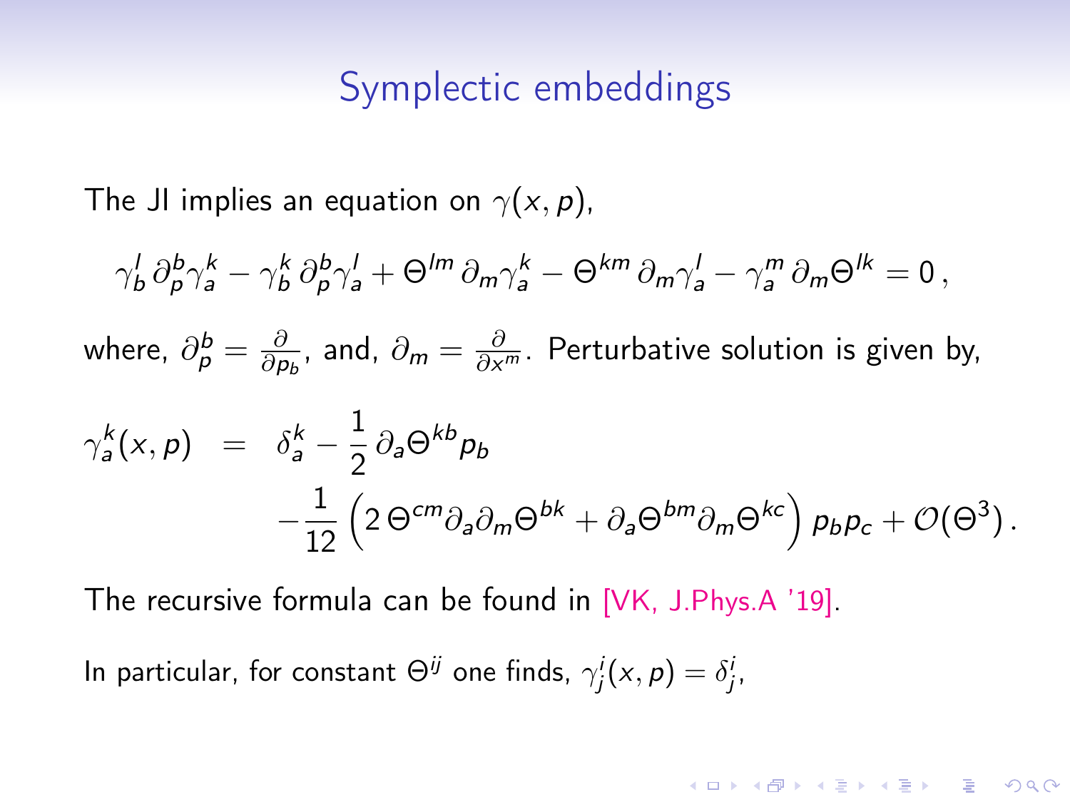# Symplectic embeddings

The JI implies an equation on $\gamma(x,p)$,

$$\gamma^l_b\,\partial^b_p\gamma^k_a - \gamma^k_b\,\partial^b_p\gamma^l_a + \Theta^{lm}\,\partial_m\gamma^k_a - \Theta^{km}\,\partial_m\gamma^l_a - \gamma^m_a\,\partial_m\Theta^{lk} = 0\,,$$

where, $\partial^b_p = \frac{\partial}{\partial p_b}$, and, $\partial_m = \frac{\partial}{\partial x^m}$. Perturbative solution is given by,

$$\begin{aligned}
\gamma^k_a(x,p) &= \delta^k_a - \frac{1}{2}\,\partial_a\Theta^{kb}p_b \\
&\quad - \frac{1}{12}\left(2\,\Theta^{cm}\partial_a\partial_m\Theta^{bk} + \partial_a\Theta^{bm}\partial_m\Theta^{kc}\right)p_b p_c + \mathcal{O}(\Theta^3)\,.
\end{aligned}$$

The recursive formula can be found in [VK, J.Phys.A '19].

In particular, for constant $\Theta^{ij}$ one finds, $\gamma^i_j(x,p) = \delta^i_j$,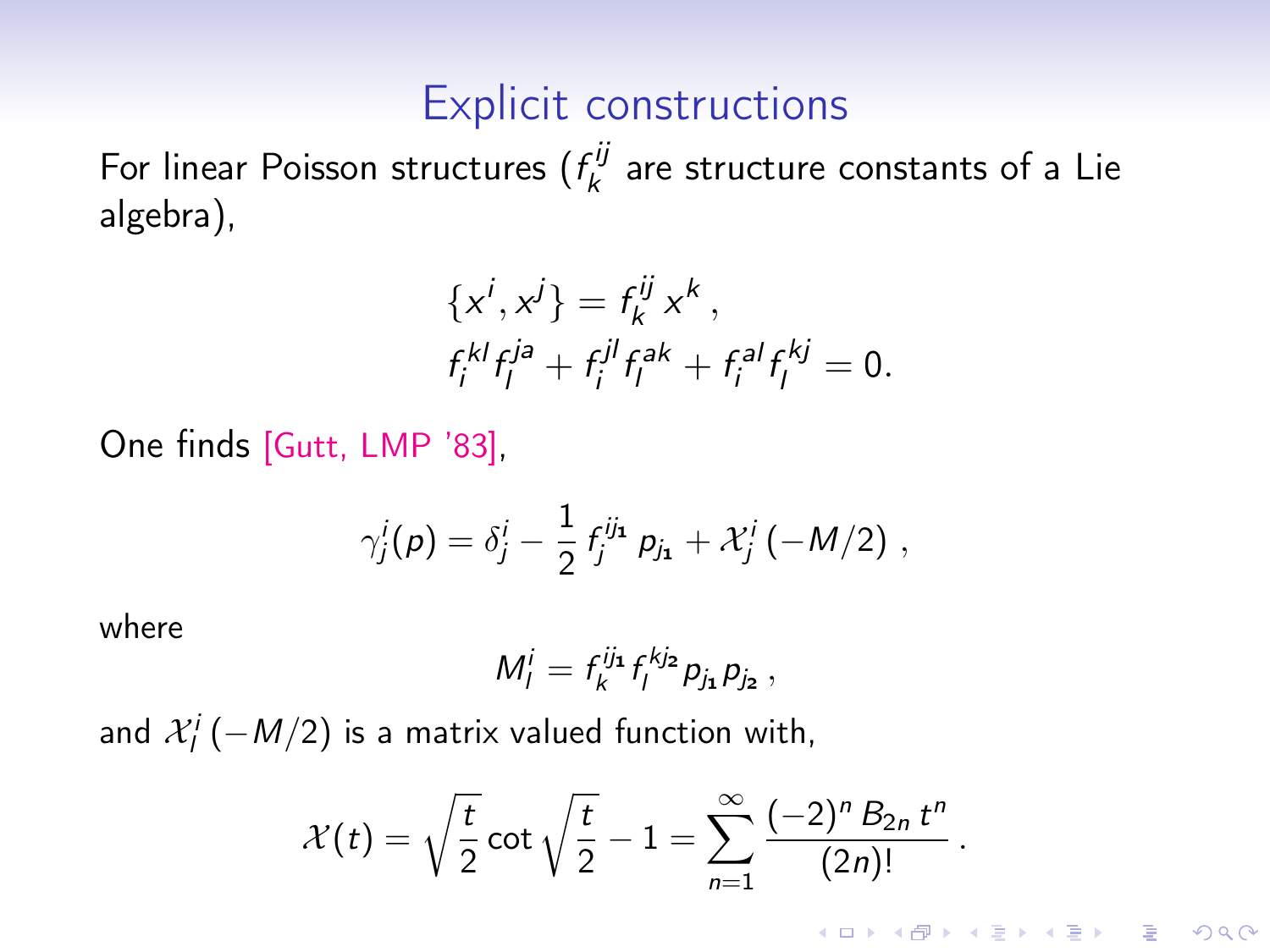# Explicit constructions

For linear Poisson structures ($f_k^{ij}$ are structure constants of a Lie algebra),

$$
\{x^i, x^j\} = f_k^{ij}\, x^k\,,
$$
$$
f_i^{kl} f_l^{ja} + f_i^{jl} f_l^{ak} + f_i^{al} f_l^{kj} = 0.
$$

One finds [Gutt, LMP '83],

$$
\gamma_j^i(p) = \delta_j^i - \frac{1}{2}\, f_j^{ij_1}\, p_{j_1} + \mathcal{X}_j^i\,(-M/2)\,,
$$

where

$$
M_l^i = f_k^{ij_1} f_l^{kj_2} p_{j_1} p_{j_2}\,,
$$

and $\mathcal{X}_l^i\,(-M/2)$ is a matrix valued function with,

$$
\mathcal{X}(t) = \sqrt{\frac{t}{2}}\cot\sqrt{\frac{t}{2}} - 1 = \sum_{n=1}^{\infty} \frac{(-2)^n\, B_{2n}\, t^n}{(2n)!}\,.
$$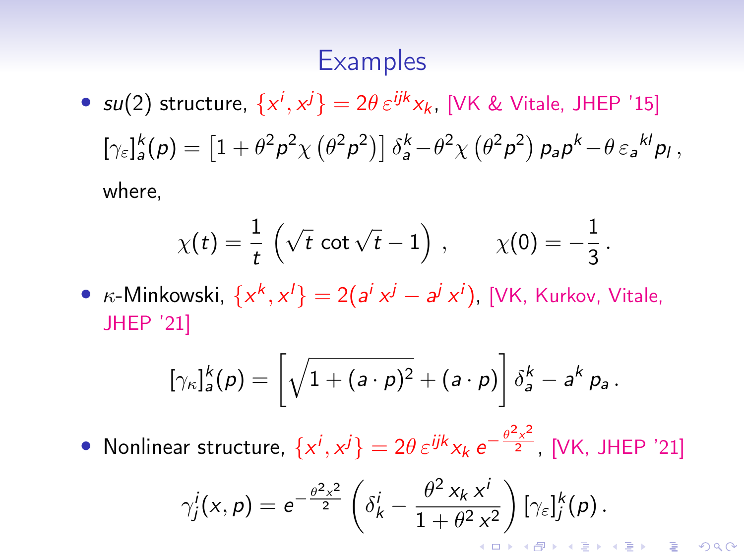# Examples

- $su(2)$ structure, $\{x^i, x^j\} = 2\theta\,\varepsilon^{ijk} x_k$, [VK & Vitale, JHEP '15]

  $[\gamma_\varepsilon]^k_a(p) = \left[1 + \theta^2 p^2 \chi\left(\theta^2 p^2\right)\right] \delta^k_a - \theta^2 \chi\left(\theta^2 p^2\right) p_a p^k - \theta\,\varepsilon_a{}^{kl} p_l\,,$

  where,

$$\chi(t) = \frac{1}{t}\left(\sqrt{t}\,\cot\sqrt{t} - 1\right)\,, \qquad \chi(0) = -\frac{1}{3}\,.$$

- $\kappa$-Minkowski, $\{x^k, x^l\} = 2(a^i\, x^j - a^j\, x^i)$, [VK, Kurkov, Vitale, JHEP '21]

$$[\gamma_\kappa]^k_a(p) = \left[\sqrt{1 + (a \cdot p)^2} + (a \cdot p)\right] \delta^k_a - a^k\, p_a\,.$$

- Nonlinear structure, $\{x^i, x^j\} = 2\theta\,\varepsilon^{ijk} x_k\, e^{-\frac{\theta^2 x^2}{2}}$, [VK, JHEP '21]

$$\gamma^i_j(x, p) = e^{-\frac{\theta^2 x^2}{2}} \left(\delta^i_k - \frac{\theta^2\, x_k\, x^i}{1 + \theta^2\, x^2}\right) [\gamma_\varepsilon]^k_j(p)\,.$$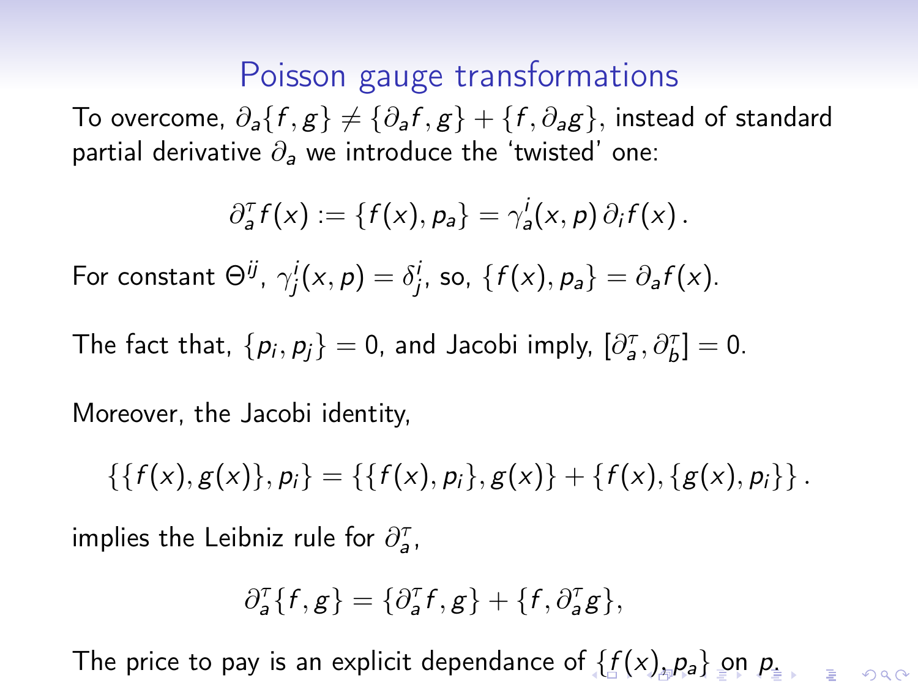# Poisson gauge transformations

To overcome, $\partial_a\{f, g\} \neq \{\partial_a f, g\} + \{f, \partial_a g\}$, instead of standard partial derivative $\partial_a$ we introduce the 'twisted' one:

$$\partial^\tau_a f(x) := \{f(x), p_a\} = \gamma^i_a(x, p)\, \partial_i f(x)\,.$$

For constant $\Theta^{ij}$, $\gamma^i_j(x, p) = \delta^i_j$, so, $\{f(x), p_a\} = \partial_a f(x)$.

The fact that, $\{p_i, p_j\} = 0$, and Jacobi imply, $[\partial^\tau_a, \partial^\tau_b] = 0$.

Moreover, the Jacobi identity,

$$\{\{f(x), g(x)\}, p_i\} = \{\{f(x), p_i\}, g(x)\} + \{f(x), \{g(x), p_i\}\}\,.$$

implies the Leibniz rule for $\partial^\tau_a$,

$$\partial^\tau_a\{f, g\} = \{\partial^\tau_a f, g\} + \{f, \partial^\tau_a g\},$$

The price to pay is an explicit dependance of $\{f(x), p_a\}$ on $p$.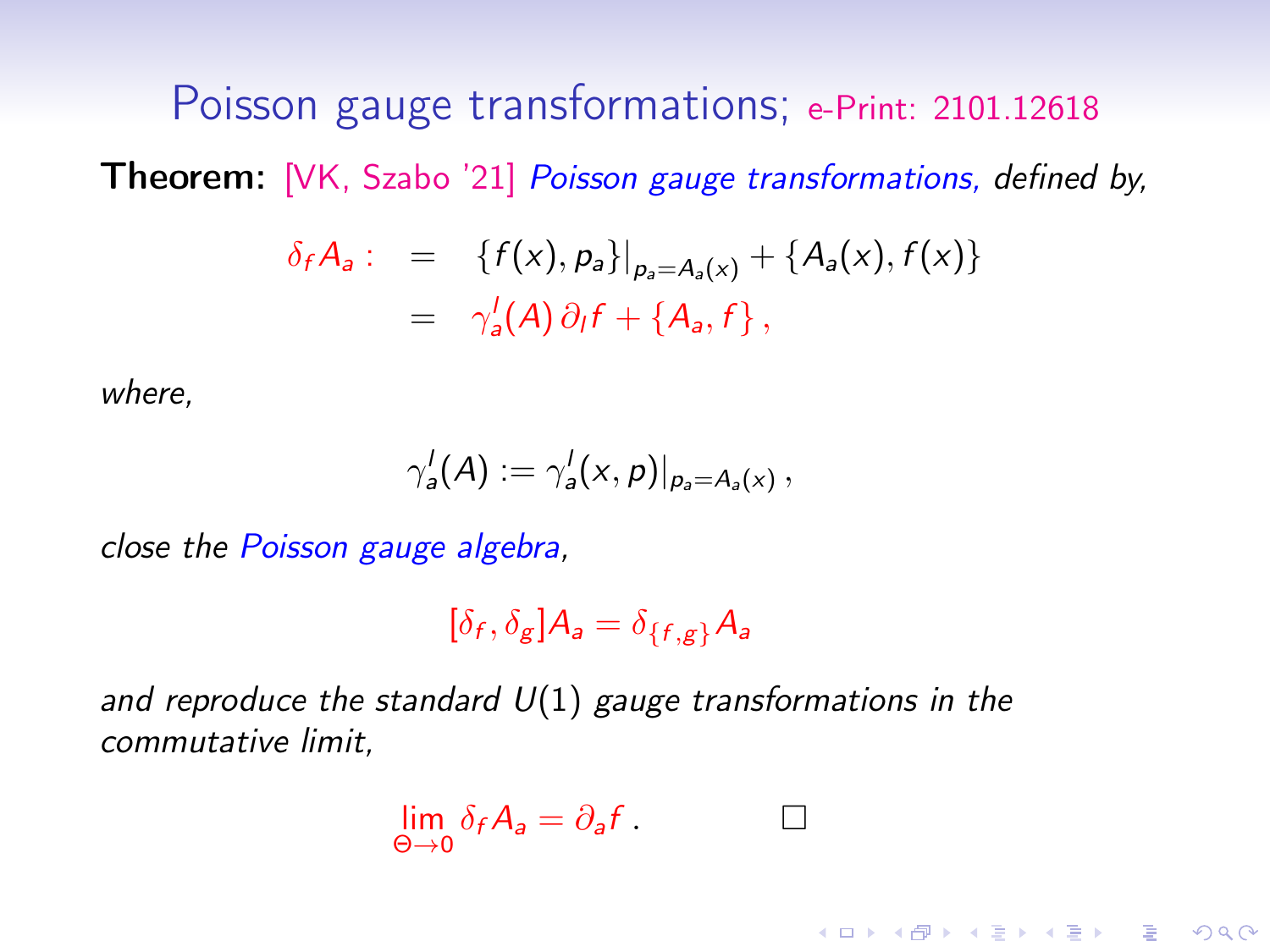## Poisson gauge transformations; e-Print: 2101.12618

**Theorem:** [VK, Szabo '21] *Poisson gauge transformations, defined by,*

$$
\begin{aligned}
\delta_f A_a := & \quad \{f(x), p_a\}\big|_{p_a = A_a(x)} + \{A_a(x), f(x)\} \\
= & \quad \gamma_a^l(A)\, \partial_l f + \{A_a, f\}\,,
\end{aligned}
$$

*where,*

$$
\gamma_a^l(A) := \gamma_a^l(x,p)\big|_{p_a = A_a(x)}\,,
$$

*close the Poisson gauge algebra,*

$$
[\delta_f, \delta_g] A_a = \delta_{\{f,g\}} A_a
$$

*and reproduce the standard $U(1)$ gauge transformations in the commutative limit,*

$$
\lim_{\Theta \to 0} \delta_f A_a = \partial_a f\,. \qquad \square
$$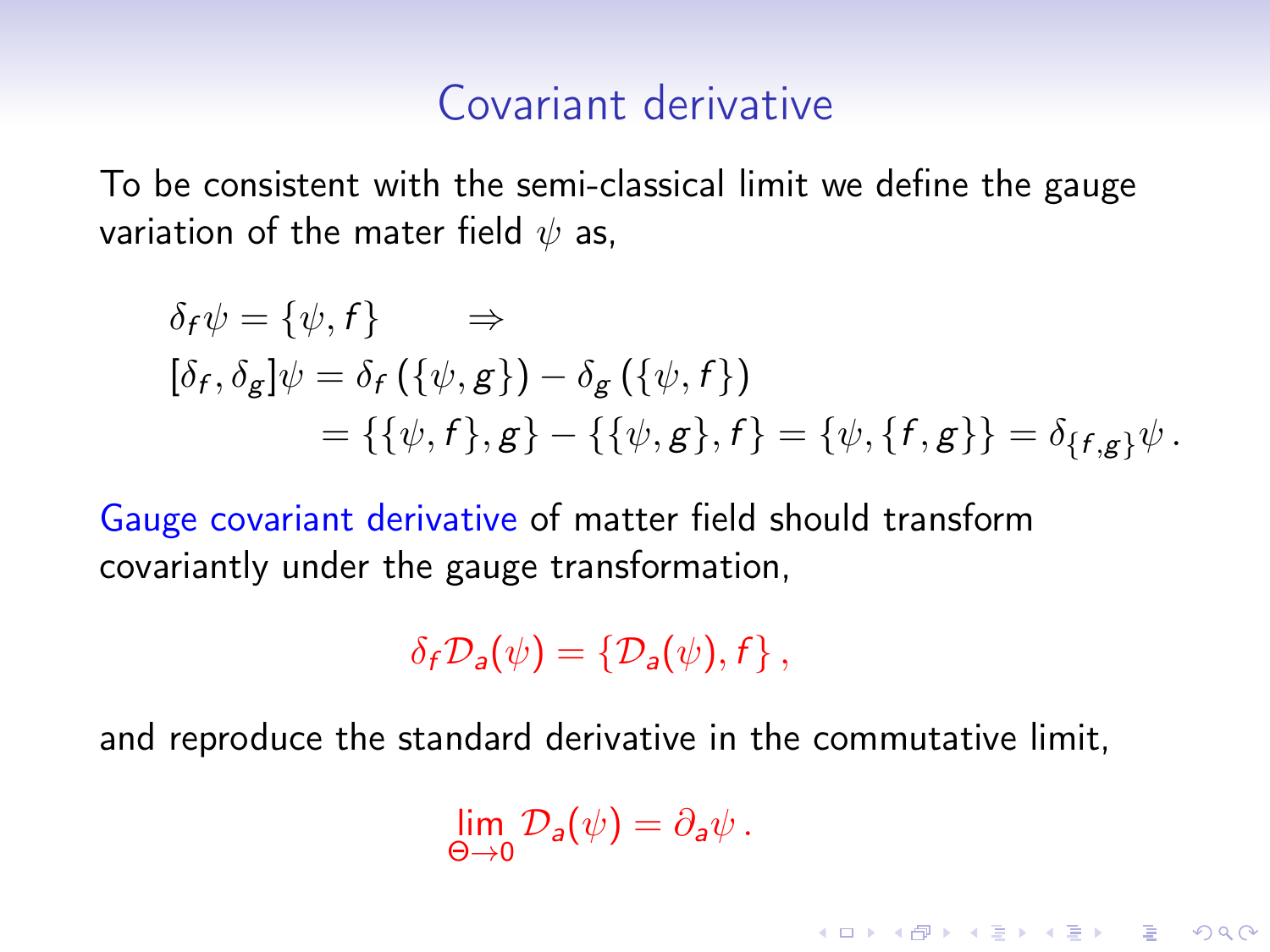# Covariant derivative

To be consistent with the semi-classical limit we define the gauge variation of the mater field $\psi$ as,

$$
\begin{aligned}
&\delta_f \psi = \{\psi, f\} \qquad \Rightarrow \\
&[\delta_f, \delta_g]\psi = \delta_f\left(\{\psi, g\}\right) - \delta_g\left(\{\psi, f\}\right) \\
&\qquad\qquad = \{\{\psi, f\}, g\} - \{\{\psi, g\}, f\} = \{\psi, \{f, g\}\} = \delta_{\{f,g\}}\psi \,.
\end{aligned}
$$

Gauge covariant derivative of matter field should transform covariantly under the gauge transformation,

$$
\delta_f \mathcal{D}_a(\psi) = \{\mathcal{D}_a(\psi), f\} \,,
$$

and reproduce the standard derivative in the commutative limit,

$$
\lim_{\Theta \to 0} \mathcal{D}_a(\psi) = \partial_a \psi \,.
$$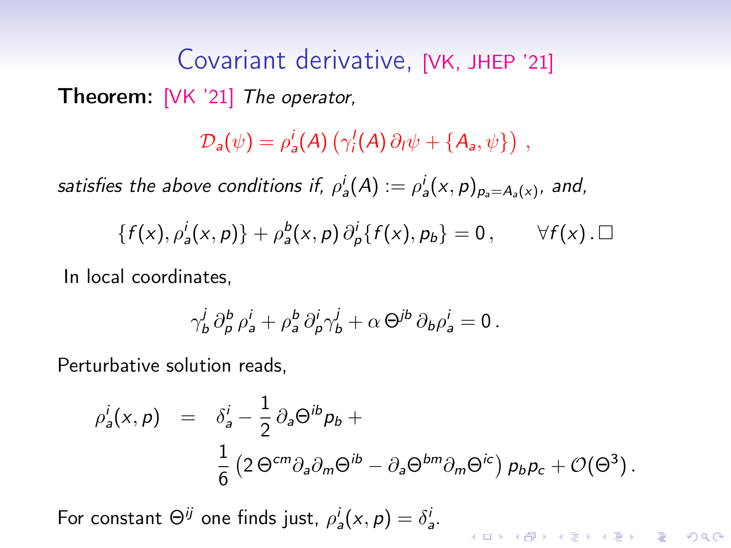# Covariant derivative, [VK, JHEP '21]

**Theorem:** [VK '21] *The operator,*

$$\mathcal{D}_a(\psi) = \rho^i_a(A)\left(\gamma^l_i(A)\,\partial_l\psi + \{A_a,\psi\}\right)\,,$$

*satisfies the above conditions if,* $\rho^i_a(A) := \rho^i_a(x,p)_{p_a=A_a(x)}$*, and,*

$$\{f(x),\rho^i_a(x,p)\} + \rho^b_a(x,p)\,\partial^i_p\{f(x),p_b\} = 0\,, \qquad \forall f(x)\,.\square$$

In local coordinates,

$$\gamma^j_b\,\partial^b_p\,\rho^i_a + \rho^b_a\,\partial^i_p\gamma^j_b + \alpha\,\Theta^{jb}\,\partial_b\rho^i_a = 0\,.$$

Perturbative solution reads,

$$\begin{aligned}\rho^i_a(x,p) \quad &= \quad \delta^i_a - \frac{1}{2}\,\partial_a\Theta^{ib}p_b + \\ &\qquad \frac{1}{6}\left(2\,\Theta^{cm}\partial_a\partial_m\Theta^{ib} - \partial_a\Theta^{bm}\partial_m\Theta^{ic}\right)p_bp_c + \mathcal{O}(\Theta^3)\,.\end{aligned}$$

For constant $\Theta^{ij}$ one finds just, $\rho^i_a(x,p) = \delta^i_a$.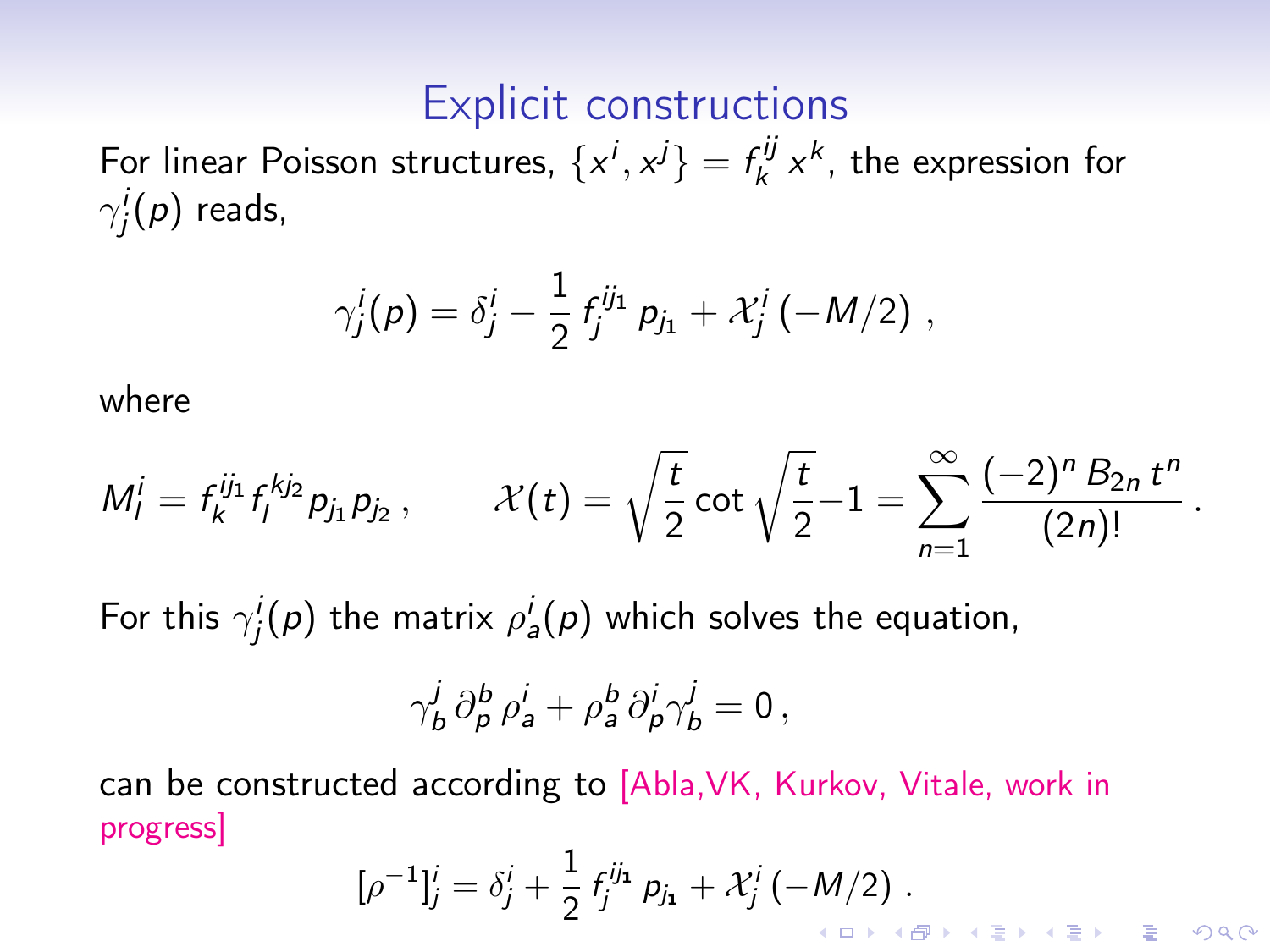# Explicit constructions

For linear Poisson structures, $\{x^i, x^j\} = f^{ij}_k\, x^k$, the expression for $\gamma^i_j(p)$ reads,

$$\gamma^i_j(p) = \delta^i_j - \frac{1}{2}\, f^{ij_1}_j\, p_{j_1} + \mathcal{X}^i_j\,(-M/2)\ ,$$

where

$$M^i_l = f^{ij_1}_k f^{kj_2}_l p_{j_1} p_{j_2}\ , \qquad \mathcal{X}(t) = \sqrt{\frac{t}{2}}\cot\sqrt{\frac{t}{2}} - 1 = \sum_{n=1}^{\infty} \frac{(-2)^n\, B_{2n}\, t^n}{(2n)!}\ .$$

For this $\gamma^i_j(p)$ the matrix $\rho^i_a(p)$ which solves the equation,

$$\gamma^j_b\, \partial^b_p\, \rho^i_a + \rho^b_a\, \partial^i_p \gamma^j_b = 0\, ,$$

can be constructed according to [Abla,VK, Kurkov, Vitale, work in progress]

$$[\rho^{-1}]^i_j = \delta^i_j + \frac{1}{2}\, f^{ij_1}_j\, p_{j_1} + \mathcal{X}^i_j\,(-M/2)\ .$$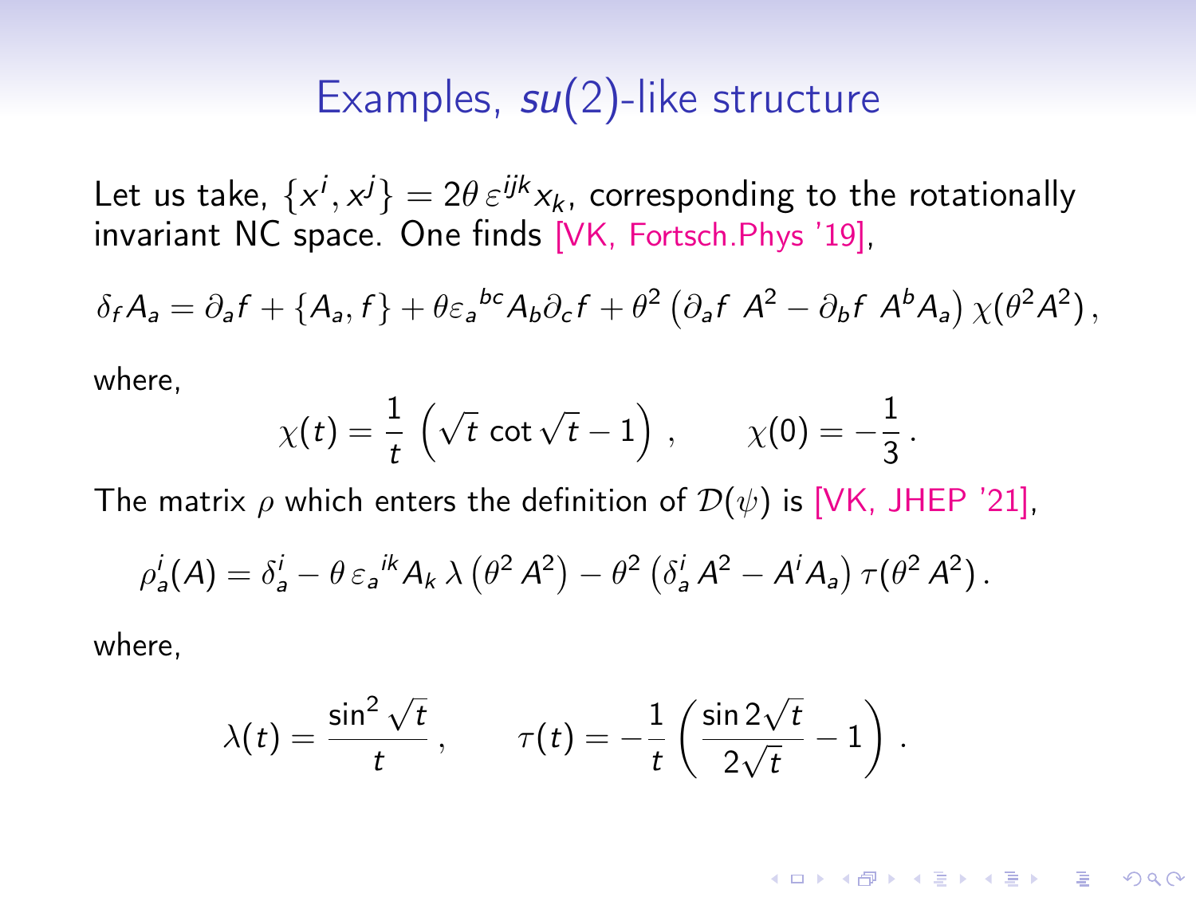## Examples, *su*(2)-like structure

Let us take, $\{x^i, x^j\} = 2\theta\,\varepsilon^{ijk} x_k$, corresponding to the rotationally invariant NC space. One finds [VK, Fortsch.Phys '19],

$$\delta_f A_a = \partial_a f + \{A_a, f\} + \theta \varepsilon_a{}^{bc} A_b \partial_c f + \theta^2 \left( \partial_a f \;A^2 - \partial_b f \;A^b A_a \right) \chi(\theta^2 A^2)\,,$$

where,

$$\chi(t) = \frac{1}{t}\left(\sqrt{t}\,\cot\sqrt{t} - 1\right)\,, \qquad \chi(0) = -\frac{1}{3}\,.$$

The matrix $\rho$ which enters the definition of $\mathcal{D}(\psi)$ is [VK, JHEP '21],

$$\rho^i_a(A) = \delta^i_a - \theta\,\varepsilon_a{}^{ik} A_k\,\lambda\left(\theta^2 A^2\right) - \theta^2\left(\delta^i_a\, A^2 - A^i A_a\right)\tau(\theta^2 A^2)\,.$$

where,

$$\lambda(t) = \frac{\sin^2\sqrt{t}}{t}\,, \qquad \tau(t) = -\frac{1}{t}\left(\frac{\sin 2\sqrt{t}}{2\sqrt{t}} - 1\right)\,.$$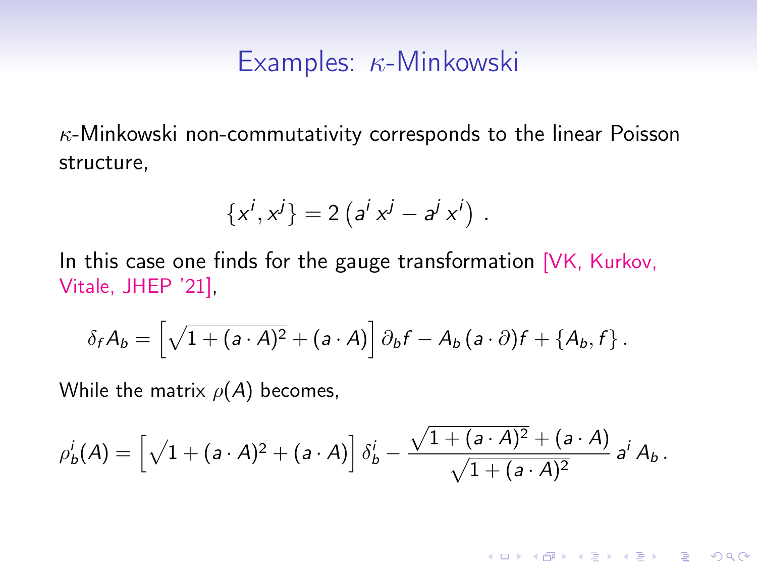# Examples: $\kappa$-Minkowski

$\kappa$-Minkowski non-commutativity corresponds to the linear Poisson structure,

$$\{x^i, x^j\} = 2\left(a^i\, x^j - a^j\, x^i\right)\,.$$

In this case one finds for the gauge transformation [VK, Kurkov, Vitale, JHEP '21],

$$\delta_f A_b = \left[\sqrt{1+(a\cdot A)^2} + (a\cdot A)\right]\partial_b f - A_b\,(a\cdot\partial)f + \{A_b, f\}\,.$$

While the matrix $\rho(A)$ becomes,

$$\rho^i_b(A) = \left[\sqrt{1+(a\cdot A)^2} + (a\cdot A)\right]\delta^i_b - \frac{\sqrt{1+(a\cdot A)^2} + (a\cdot A)}{\sqrt{1+(a\cdot A)^2}}\, a^i\, A_b\,.$$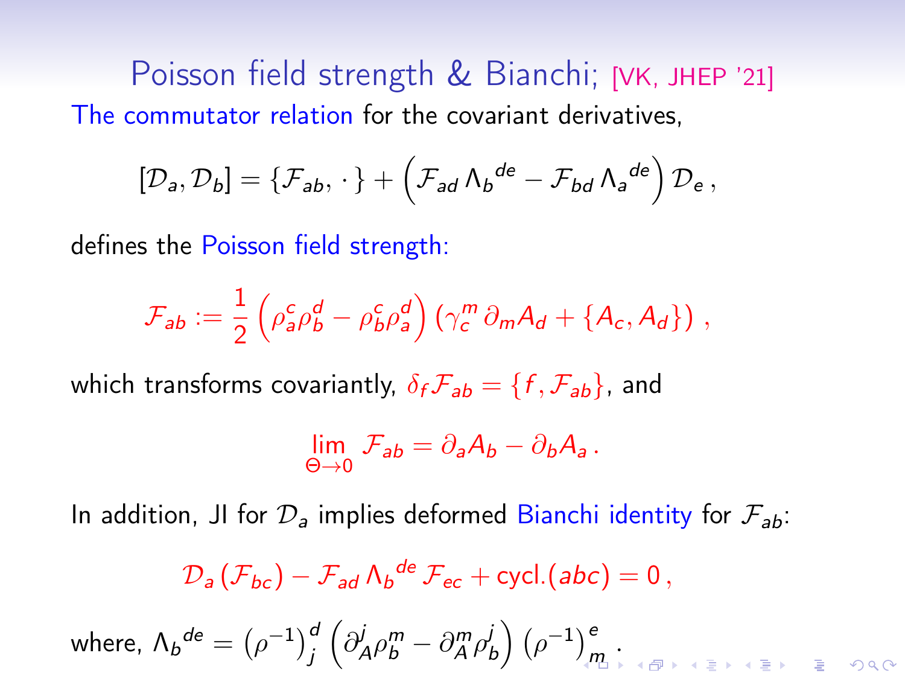# Poisson field strength & Bianchi; [VK, JHEP '21]

The commutator relation for the covariant derivatives,

$$[\mathcal{D}_a, \mathcal{D}_b] = \{\mathcal{F}_{ab}, \cdot\} + \left(\mathcal{F}_{ad}\, \Lambda_b{}^{de} - \mathcal{F}_{bd}\, \Lambda_a{}^{de}\right) \mathcal{D}_e \,,$$

defines the Poisson field strength:

$$\mathcal{F}_{ab} := \frac{1}{2}\left(\rho_a^c \rho_b^d - \rho_b^c \rho_a^d\right)\left(\gamma_c^m\, \partial_m A_d + \{A_c, A_d\}\right) \,,$$

which transforms covariantly, $\delta_f \mathcal{F}_{ab} = \{f, \mathcal{F}_{ab}\}$, and

$$\lim_{\Theta \to 0} \mathcal{F}_{ab} = \partial_a A_b - \partial_b A_a \,.$$

In addition, JI for $\mathcal{D}_a$ implies deformed Bianchi identity for $\mathcal{F}_{ab}$:

$$\mathcal{D}_a\left(\mathcal{F}_{bc}\right) - \mathcal{F}_{ad}\, \Lambda_b{}^{de}\, \mathcal{F}_{ec} + \text{cycl.}(abc) = 0 \,,$$

where, $\Lambda_b{}^{de} = \left(\rho^{-1}\right)_j^d \left(\partial_A^j \rho_b^m - \partial_A^m \rho_b^j\right)\left(\rho^{-1}\right)_m^e$ .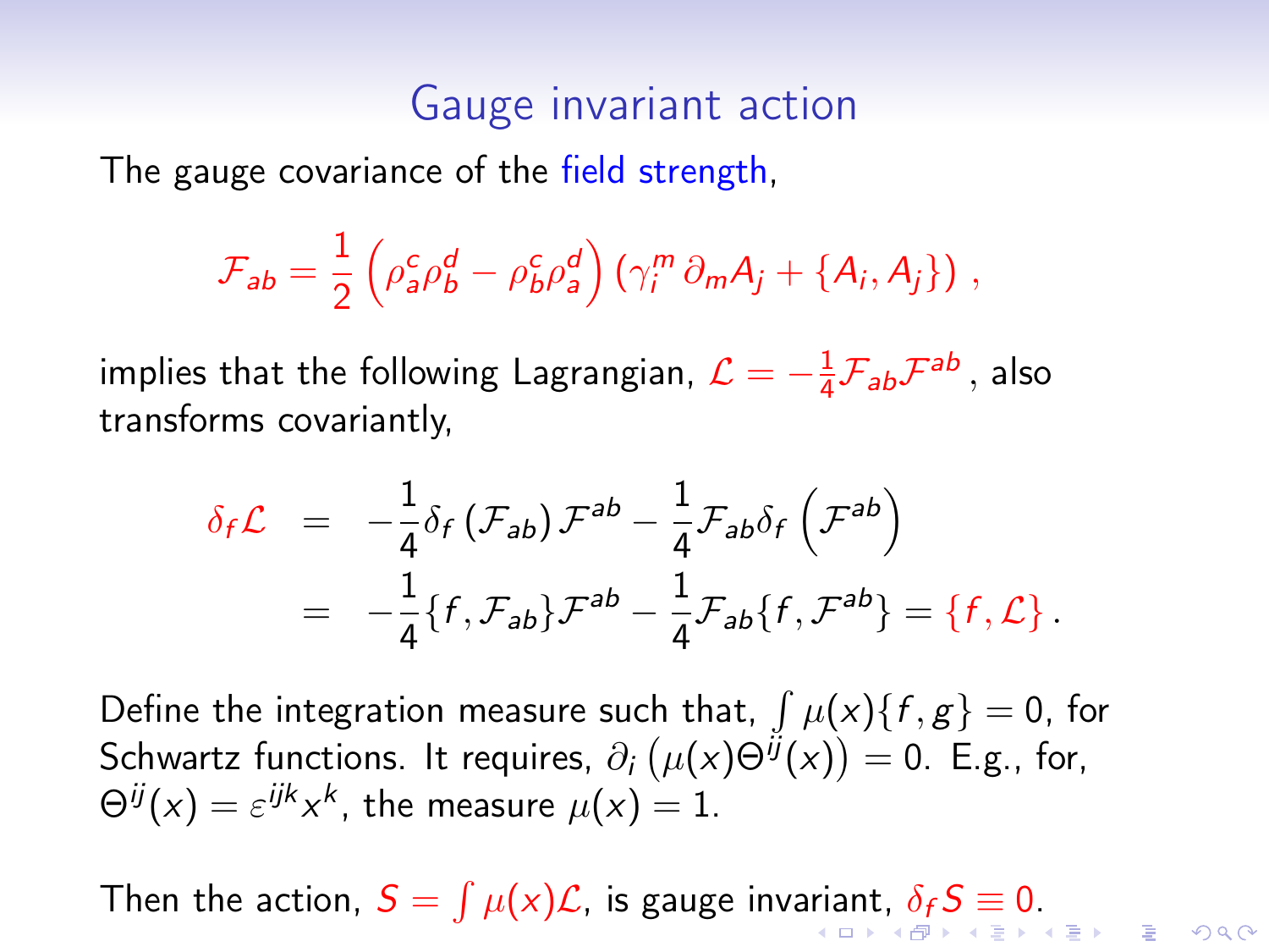## Gauge invariant action

The gauge covariance of the field strength,

$$\mathcal{F}_{ab} = \frac{1}{2}\left(\rho_a^c \rho_b^d - \rho_b^c \rho_a^d\right)\left(\gamma_i^m\,\partial_m A_j + \{A_i, A_j\}\right),$$

implies that the following Lagrangian, $\mathcal{L} = -\frac{1}{4}\mathcal{F}_{ab}\mathcal{F}^{ab}$, also transforms covariantly,

$$\begin{aligned}
\delta_f \mathcal{L} &= -\frac{1}{4}\delta_f\left(\mathcal{F}_{ab}\right)\mathcal{F}^{ab} - \frac{1}{4}\mathcal{F}_{ab}\delta_f\left(\mathcal{F}^{ab}\right) \\
&= -\frac{1}{4}\{f, \mathcal{F}_{ab}\}\mathcal{F}^{ab} - \frac{1}{4}\mathcal{F}_{ab}\{f, \mathcal{F}^{ab}\} = \{f, \mathcal{L}\}.
\end{aligned}$$

Define the integration measure such that, $\int \mu(x)\{f, g\} = 0$, for Schwartz functions. It requires, $\partial_i\left(\mu(x)\Theta^{ij}(x)\right) = 0$. E.g., for, $\Theta^{ij}(x) = \varepsilon^{ijk}x^k$, the measure $\mu(x) = 1$.

Then the action, $S = \int \mu(x)\mathcal{L}$, is gauge invariant, $\delta_f S \equiv 0$.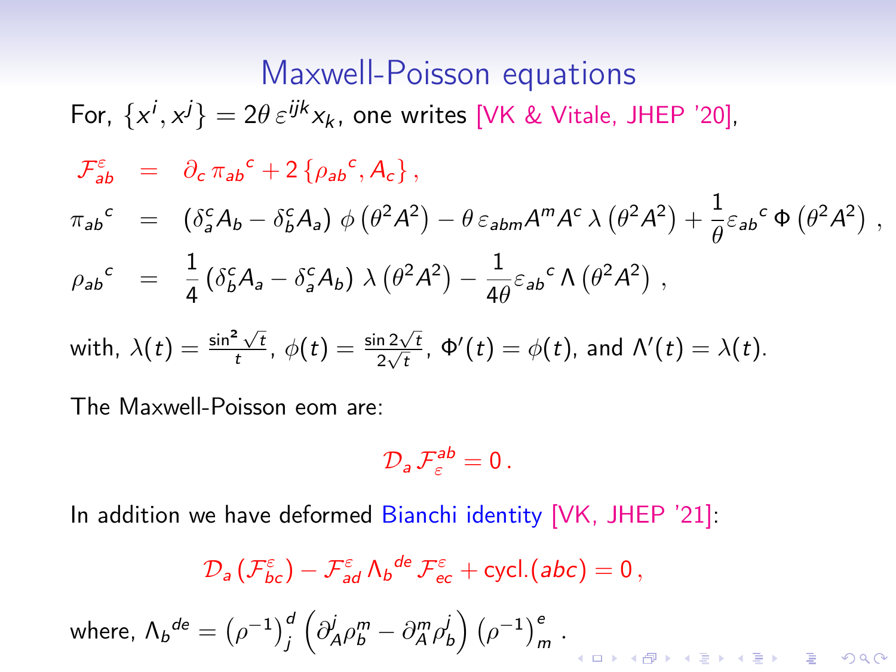## Maxwell-Poisson equations

For, $\{x^i, x^j\} = 2\theta\, \varepsilon^{ijk} x_k$, one writes [VK & Vitale, JHEP '20],

$$
\begin{aligned}
\mathcal{F}^{\varepsilon}_{ab} &= \partial_c\, \pi_{ab}{}^{c} + 2\,\{\rho_{ab}{}^{c}, A_c\}\,, \\
\pi_{ab}{}^{c} &= \left(\delta^c_a A_b - \delta^c_b A_a\right)\, \phi\left(\theta^2 A^2\right) - \theta\, \varepsilon_{abm} A^m A^c\, \lambda\left(\theta^2 A^2\right) + \frac{1}{\theta}\varepsilon_{ab}{}^{c}\, \Phi\left(\theta^2 A^2\right)\,, \\
\rho_{ab}{}^{c} &= \frac{1}{4}\left(\delta^c_b A_a - \delta^c_a A_b\right)\, \lambda\left(\theta^2 A^2\right) - \frac{1}{4\theta}\varepsilon_{ab}{}^{c}\, \Lambda\left(\theta^2 A^2\right)\,,
\end{aligned}
$$

with, $\lambda(t) = \frac{\sin^2 \sqrt{t}}{t}$, $\phi(t) = \frac{\sin 2\sqrt{t}}{2\sqrt{t}}$, $\Phi'(t) = \phi(t)$, and $\Lambda'(t) = \lambda(t)$.

The Maxwell-Poisson eom are:

$$
\mathcal{D}_a\, \mathcal{F}^{ab}_{\varepsilon} = 0\,.
$$

In addition we have deformed Bianchi identity [VK, JHEP '21]:

$$
\mathcal{D}_a\left(\mathcal{F}^{\varepsilon}_{bc}\right) - \mathcal{F}^{\varepsilon}_{ad}\, \Lambda_b{}^{de}\, \mathcal{F}^{\varepsilon}_{ec} + \text{cycl.}(abc) = 0\,,
$$

where, $\Lambda_b{}^{de} = \left(\rho^{-1}\right)^d_j \left(\partial^j_A \rho^m_b - \partial^m_A \rho^j_b\right) \left(\rho^{-1}\right)^e_m$.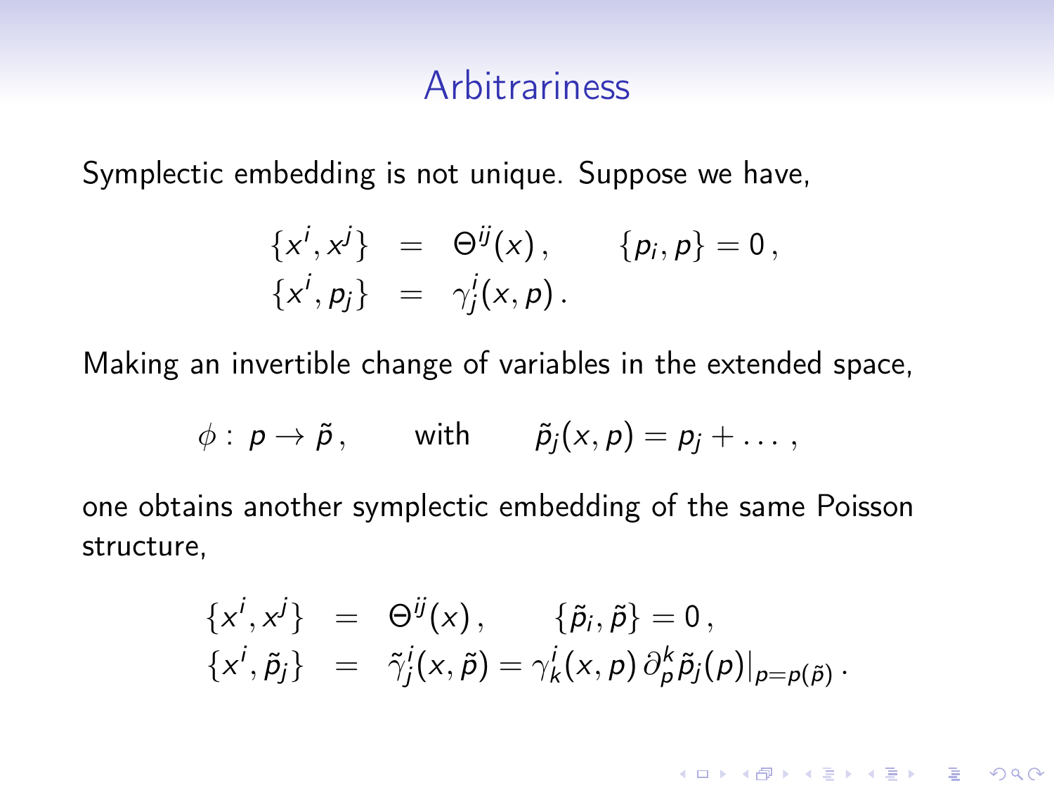## Arbitrariness

Symplectic embedding is not unique. Suppose we have,

$$
\begin{aligned}
\{x^i, x^j\} &= \Theta^{ij}(x)\,, \qquad \{p_i, p\} = 0\,, \\
\{x^i, p_j\} &= \gamma^i_j(x,p)\,.
\end{aligned}
$$

Making an invertible change of variables in the extended space,

$$
\phi:\ p \to \tilde{p}\,, \qquad \text{with} \qquad \tilde{p}_j(x,p) = p_j + \ldots\,,
$$

one obtains another symplectic embedding of the same Poisson structure,

$$
\begin{aligned}
\{x^i, x^j\} &= \Theta^{ij}(x)\,, \qquad \{\tilde{p}_i, \tilde{p}\} = 0\,, \\
\{x^i, \tilde{p}_j\} &= \tilde{\gamma}^i_j(x,\tilde{p}) = \gamma^i_k(x,p)\,\partial^k_p \tilde{p}_j(p)|_{p=p(\tilde{p})}\,.
\end{aligned}
$$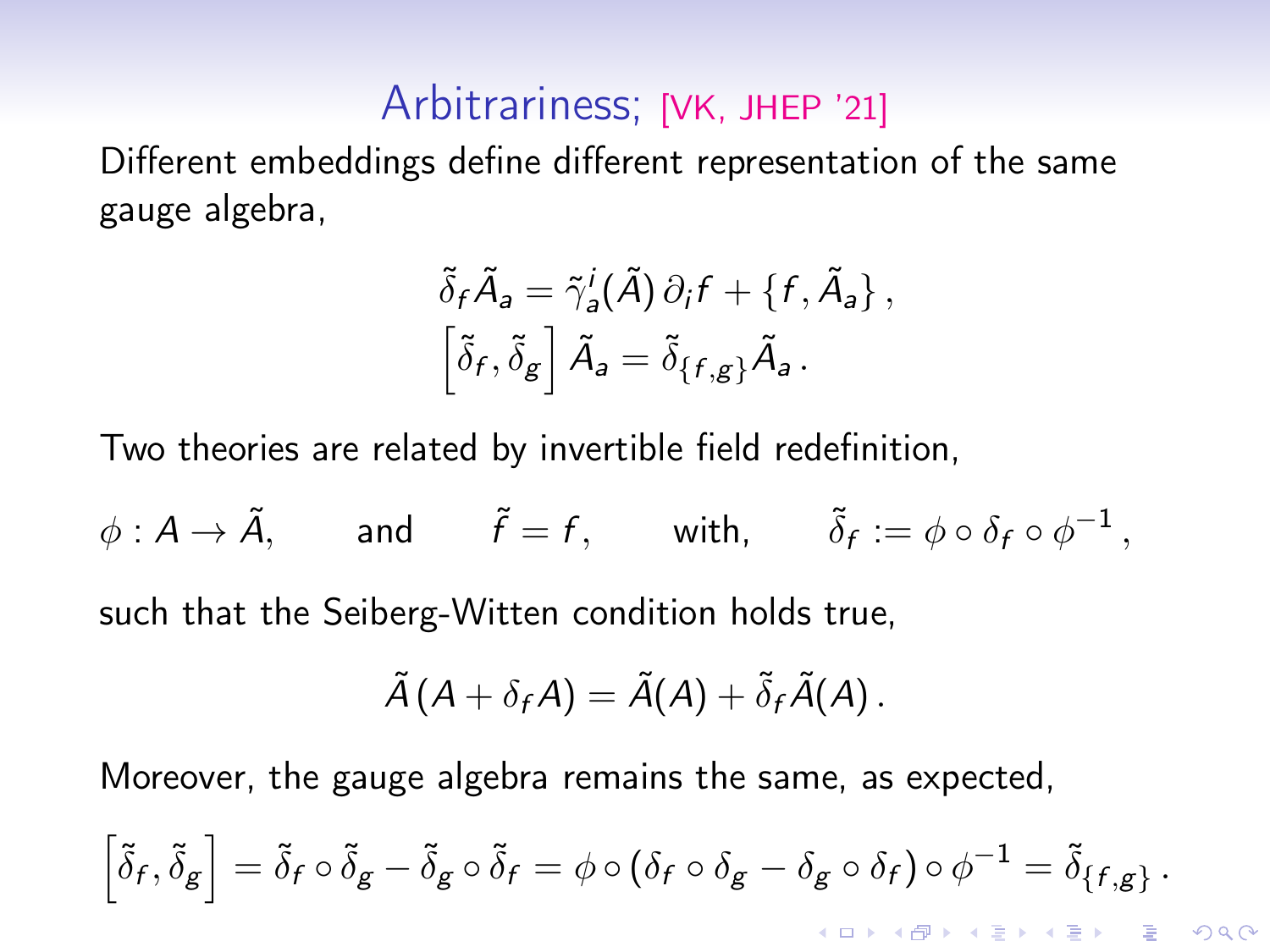## Arbitrariness; [VK, JHEP '21]

Different embeddings define different representation of the same gauge algebra,

$$\tilde{\delta}_f \tilde{A}_a = \tilde{\gamma}_a^i(\tilde{A})\, \partial_i f + \{f, \tilde{A}_a\}\,,$$
$$\left[\tilde{\delta}_f, \tilde{\delta}_g\right] \tilde{A}_a = \tilde{\delta}_{\{f,g\}} \tilde{A}_a\,.$$

Two theories are related by invertible field redefinition,

$$\phi : A \to \tilde{A}, \qquad \text{and} \qquad \tilde{f} = f, \qquad \text{with,} \qquad \tilde{\delta}_f := \phi \circ \delta_f \circ \phi^{-1}\,,$$

such that the Seiberg-Witten condition holds true,

$$\tilde{A}\,(A + \delta_f A) = \tilde{A}(A) + \tilde{\delta}_f \tilde{A}(A)\,.$$

Moreover, the gauge algebra remains the same, as expected,

$$\left[\tilde{\delta}_f, \tilde{\delta}_g\right] = \tilde{\delta}_f \circ \tilde{\delta}_g - \tilde{\delta}_g \circ \tilde{\delta}_f = \phi \circ (\delta_f \circ \delta_g - \delta_g \circ \delta_f) \circ \phi^{-1} = \tilde{\delta}_{\{f,g\}}\,.$$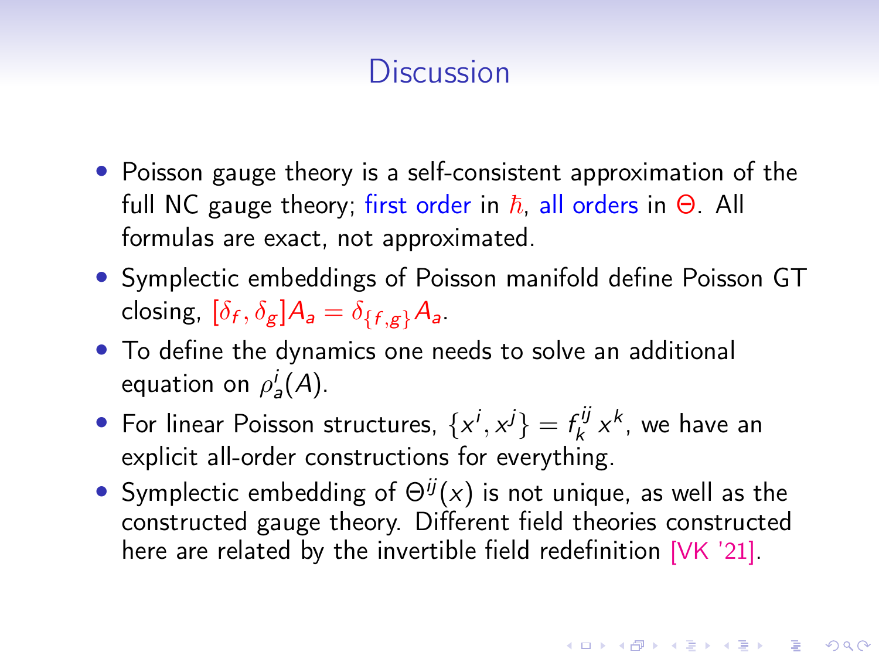# Discussion

- Poisson gauge theory is a self-consistent approximation of the full NC gauge theory; first order in $\hbar$, all orders in $\Theta$. All formulas are exact, not approximated.
- Symplectic embeddings of Poisson manifold define Poisson GT closing, $[\delta_f, \delta_g] A_a = \delta_{\{f,g\}} A_a$.
- To define the dynamics one needs to solve an additional equation on $\rho^i_a(A)$.
- For linear Poisson structures, $\{x^i, x^j\} = f^{ij}_k \, x^k$, we have an explicit all-order constructions for everything.
- Symplectic embedding of $\Theta^{ij}(x)$ is not unique, as well as the constructed gauge theory. Different field theories constructed here are related by the invertible field redefinition [VK '21].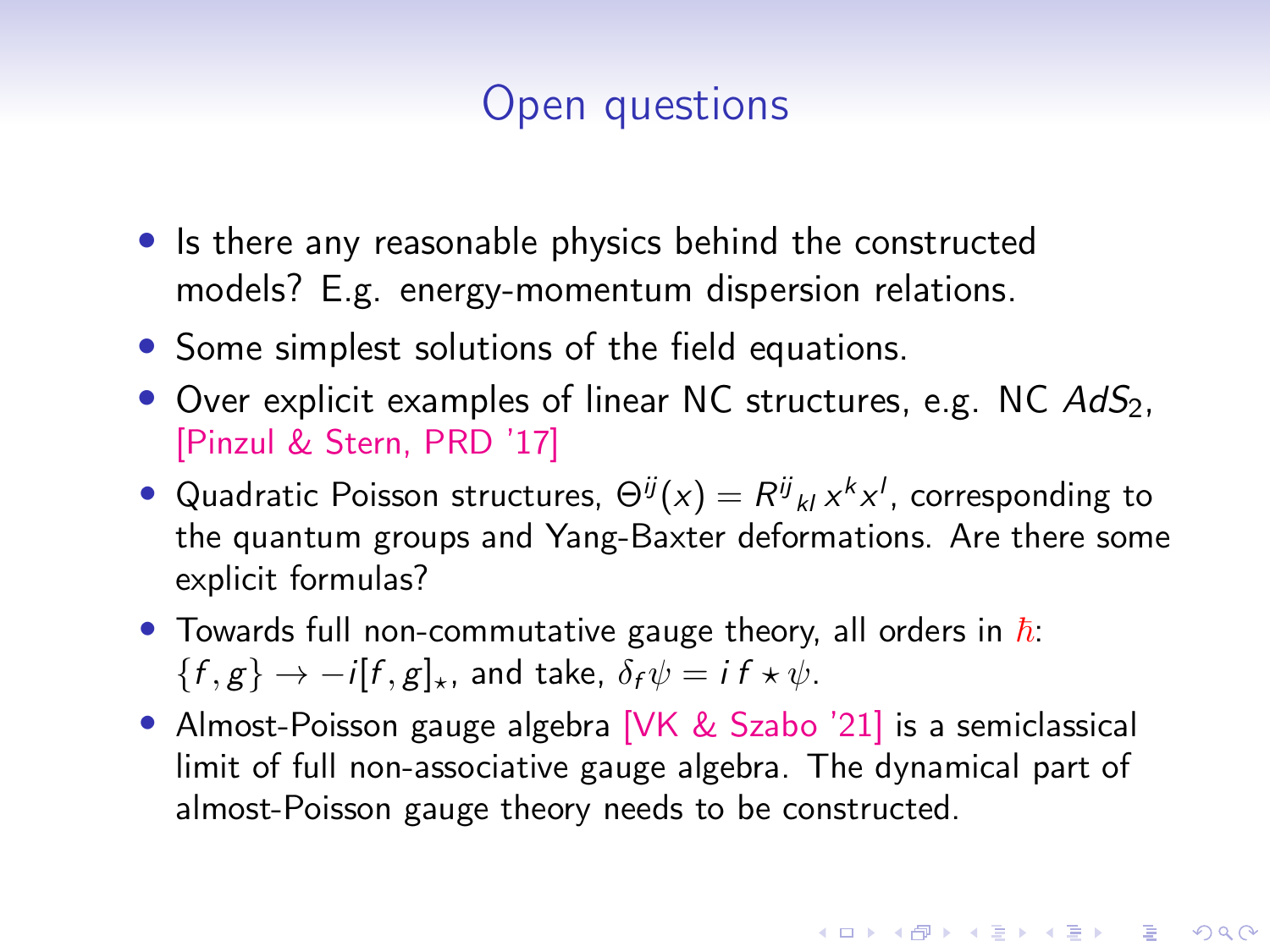# Open questions

- Is there any reasonable physics behind the constructed models? E.g. energy-momentum dispersion relations.
- Some simplest solutions of the field equations.
- Over explicit examples of linear NC structures, e.g. NC $AdS_2$, [Pinzul & Stern, PRD '17]
- Quadratic Poisson structures, $\Theta^{ij}(x) = R^{ij}{}_{kl}\, x^k x^l$, corresponding to the quantum groups and Yang-Baxter deformations. Are there some explicit formulas?
- Towards full non-commutative gauge theory, all orders in $\hbar$: $\{f, g\} \to -i[f, g]_\star$, and take, $\delta_f \psi = i\, f \star \psi$.
- Almost-Poisson gauge algebra [VK & Szabo '21] is a semiclassical limit of full non-associative gauge algebra. The dynamical part of almost-Poisson gauge theory needs to be constructed.